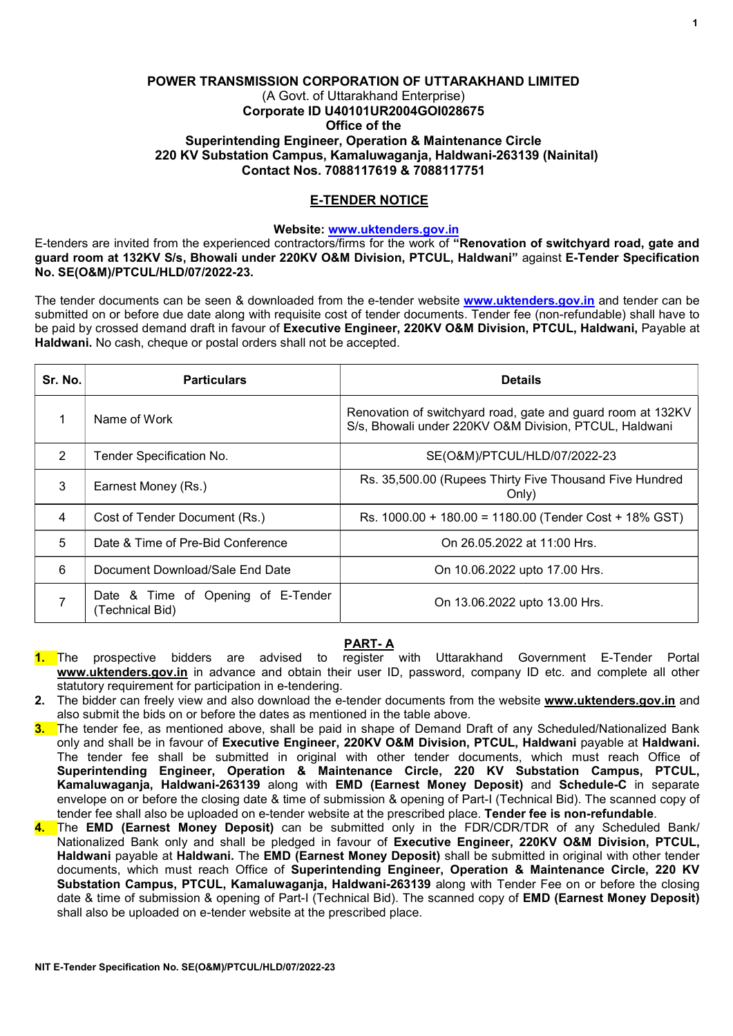# POWER TRANSMISSION CORPORATION OF UTTARAKHAND LIMITED

(A Govt. of Uttarakhand Enterprise)

**Corporate ID U40101UR2004GOI028675**

**Office of the**

**Superintending Engineer, Operation & Maintenance Circle**

**220 KV Substation Campus, Kamaluwaganja, Haldwani-263139 (Nainital)**

**Contact Nos. 7088117619 & 7088117751**

## E-TENDER NOTICE

**Website: www.uktenders.gov.in**

E-tenders are invited from the experienced contractors/firms for the work of **"Renovation of switchyard road, gate and guard room at 132KV S/s, Bhowali under 220KV O&M Division, PTCUL, Haldwani"** against **E-Tender Specification No. SE(O&M)/PTCUL/HLD/07/2022-23.**

The tender documents can be seen & downloaded from the e-tender website **www.uktenders.gov.in** and tender can be submitted on or before due date along with requisite cost of tender documents. Tender fee (non-refundable) shall have to be paid by crossed demand draft in favour of **Executive Engineer, 220KV O&M Division, PTCUL, Haldwani,** Payable at **Haldwani.** No cash, cheque or postal orders shall not be accepted.

| Sr. No. | Particulars | Details |
|---|---|---|
| 1 | Name of Work | Renovation of switchyard road, gate and guard room at 132KV S/s, Bhowali under 220KV O&M Division, PTCUL, Haldwani |
| 2 | Tender Specification No. | SE(O&M)/PTCUL/HLD/07/2022-23 |
| 3 | Earnest Money (Rs.) | Rs. 35,500.00 (Rupees Thirty Five Thousand Five Hundred Only) |
| 4 | Cost of Tender Document (Rs.) | Rs. 1000.00 + 180.00 = 1180.00 (Tender Cost + 18% GST) |
| 5 | Date & Time of Pre-Bid Conference | On 26.05.2022 at 11:00 Hrs. |
| 6 | Document Download/Sale End Date | On 10.06.2022 upto 17.00 Hrs. |
| 7 | Date & Time of Opening of E-Tender (Technical Bid) | On 13.06.2022 upto 13.00 Hrs. |

## PART- A

1. The prospective bidders are advised to register with Uttarakhand Government E-Tender Portal **www.uktenders.gov.in** in advance and obtain their user ID, password, company ID etc. and complete all other statutory requirement for participation in e-tendering.
2. The bidder can freely view and also download the e-tender documents from the website **www.uktenders.gov.in** and also submit the bids on or before the dates as mentioned in the table above.
3. The tender fee, as mentioned above, shall be paid in shape of Demand Draft of any Scheduled/Nationalized Bank only and shall be in favour of **Executive Engineer, 220KV O&M Division, PTCUL, Haldwani** payable at **Haldwani.** The tender fee shall be submitted in original with other tender documents, which must reach Office of **Superintending Engineer, Operation & Maintenance Circle, 220 KV Substation Campus, PTCUL, Kamaluwaganja, Haldwani-263139** along with **EMD (Earnest Money Deposit)** and **Schedule-C** in separate envelope on or before the closing date & time of submission & opening of Part-I (Technical Bid). The scanned copy of tender fee shall also be uploaded on e-tender website at the prescribed place. **Tender fee is non-refundable**.
4. The **EMD (Earnest Money Deposit)** can be submitted only in the FDR/CDR/TDR of any Scheduled Bank/ Nationalized Bank only and shall be pledged in favour of **Executive Engineer, 220KV O&M Division, PTCUL, Haldwani** payable at **Haldwani.** The **EMD (Earnest Money Deposit)** shall be submitted in original with other tender documents, which must reach Office of **Superintending Engineer, Operation & Maintenance Circle, 220 KV Substation Campus, PTCUL, Kamaluwaganja, Haldwani-263139** along with Tender Fee on or before the closing date & time of submission & opening of Part-I (Technical Bid). The scanned copy of **EMD (Earnest Money Deposit)** shall also be uploaded on e-tender website at the prescribed place.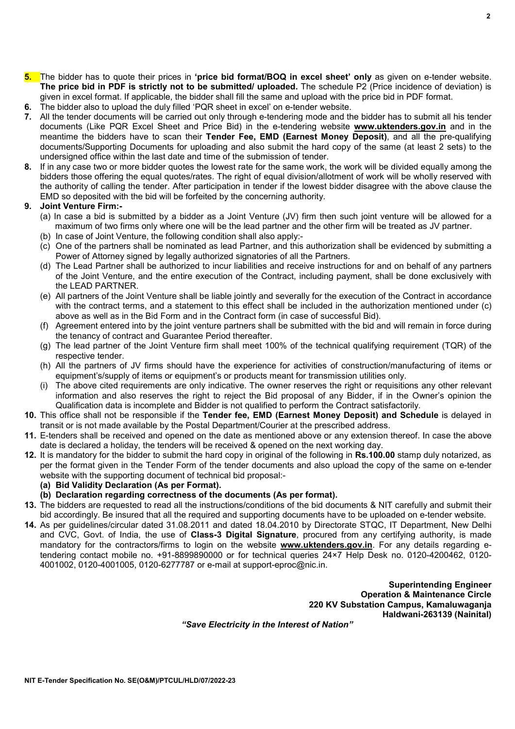**5.** The bidder has to quote their prices in **'price bid format/BOQ in excel sheet' only** as given on e-tender website. **The price bid in PDF is strictly not to be submitted/ uploaded.** The schedule P2 (Price incidence of deviation) is given in excel format. If applicable, the bidder shall fill the same and upload with the price bid in PDF format.

**6.** The bidder also to upload the duly filled 'PQR sheet in excel' on e-tender website.

**7.** All the tender documents will be carried out only through e-tendering mode and the bidder has to submit all his tender documents (Like PQR Excel Sheet and Price Bid) in the e-tendering website **www.uktenders.gov.in** and in the meantime the bidders have to scan their **Tender Fee, EMD (Earnest Money Deposit)**, and all the pre-qualifying documents/Supporting Documents for uploading and also submit the hard copy of the same (at least 2 sets) to the undersigned office within the last date and time of the submission of tender.

**8.** If in any case two or more bidder quotes the lowest rate for the same work, the work will be divided equally among the bidders those offering the equal quotes/rates. The right of equal division/allotment of work will be wholly reserved with the authority of calling the tender. After participation in tender if the lowest bidder disagree with the above clause the EMD so deposited with the bid will be forfeited by the concerning authority.

**9. Joint Venture Firm:-**

(a) In case a bid is submitted by a bidder as a Joint Venture (JV) firm then such joint venture will be allowed for a maximum of two firms only where one will be the lead partner and the other firm will be treated as JV partner.

(b) In case of Joint Venture, the following condition shall also apply:-

(c) One of the partners shall be nominated as lead Partner, and this authorization shall be evidenced by submitting a Power of Attorney signed by legally authorized signatories of all the Partners.

(d) The Lead Partner shall be authorized to incur liabilities and receive instructions for and on behalf of any partners of the Joint Venture, and the entire execution of the Contract, including payment, shall be done exclusively with the LEAD PARTNER.

(e) All partners of the Joint Venture shall be liable jointly and severally for the execution of the Contract in accordance with the contract terms, and a statement to this effect shall be included in the authorization mentioned under (c) above as well as in the Bid Form and in the Contract form (in case of successful Bid).

(f) Agreement entered into by the joint venture partners shall be submitted with the bid and will remain in force during the tenancy of contract and Guarantee Period thereafter.

(g) The lead partner of the Joint Venture firm shall meet 100% of the technical qualifying requirement (TQR) of the respective tender.

(h) All the partners of JV firms should have the experience for activities of construction/manufacturing of items or equipment's/supply of items or equipment's or products meant for transmission utilities only.

(i) The above cited requirements are only indicative. The owner reserves the right or requisitions any other relevant information and also reserves the right to reject the Bid proposal of any Bidder, if in the Owner's opinion the Qualification data is incomplete and Bidder is not qualified to perform the Contract satisfactorily.

**10.** This office shall not be responsible if the **Tender fee, EMD (Earnest Money Deposit) and Schedule** is delayed in transit or is not made available by the Postal Department/Courier at the prescribed address.

**11.** E-tenders shall be received and opened on the date as mentioned above or any extension thereof. In case the above date is declared a holiday, the tenders will be received & opened on the next working day.

**12.** It is mandatory for the bidder to submit the hard copy in original of the following in **Rs.100.00** stamp duly notarized, as per the format given in the Tender Form of the tender documents and also upload the copy of the same on e-tender website with the supporting document of technical bid proposal:-

**(a) Bid Validity Declaration (As per Format).**

**(b) Declaration regarding correctness of the documents (As per format).**

**13.** The bidders are requested to read all the instructions/conditions of the bid documents & NIT carefully and submit their bid accordingly. Be insured that all the required and supporting documents have to be uploaded on e-tender website.

**14.** As per guidelines/circular dated 31.08.2011 and dated 18.04.2010 by Directorate STQC, IT Department, New Delhi and CVC, Govt. of India, the use of **Class-3 Digital Signature**, procured from any certifying authority, is made mandatory for the contractors/firms to login on the website **www.uktenders.gov.in**. For any details regarding e-tendering contact mobile no. +91-8899890000 or for technical queries 24×7 Help Desk no. 0120-4200462, 0120-4001002, 0120-4001005, 0120-6277787 or e-mail at support-eproc@nic.in.

**Superintending Engineer**
**Operation & Maintenance Circle**
**220 KV Substation Campus, Kamaluwaganja**
**Haldwani-263139 (Nainital)**

***"Save Electricity in the Interest of Nation"***

**NIT E-Tender Specification No. SE(O&M)/PTCUL/HLD/07/2022-23**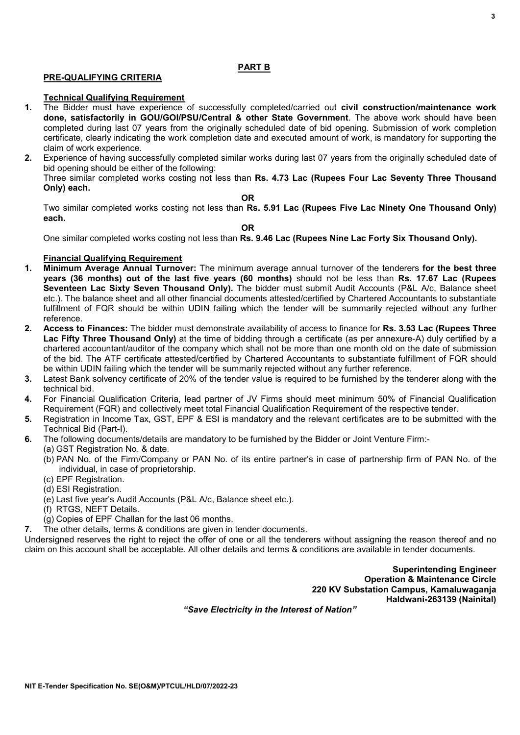## PART B

### PRE-QUALIFYING CRITERIA

#### Technical Qualifying Requirement

1. The Bidder must have experience of successfully completed/carried out **civil construction/maintenance work done, satisfactorily in GOU/GOI/PSU/Central & other State Government**. The above work should have been completed during last 07 years from the originally scheduled date of bid opening. Submission of work completion certificate, clearly indicating the work completion date and executed amount of work, is mandatory for supporting the claim of work experience.
2. Experience of having successfully completed similar works during last 07 years from the originally scheduled date of bid opening should be either of the following:

   Three similar completed works costing not less than **Rs. 4.73 Lac (Rupees Four Lac Seventy Three Thousand Only) each.**

   **OR**

   Two similar completed works costing not less than **Rs. 5.91 Lac (Rupees Five Lac Ninety One Thousand Only) each.**

   **OR**

   One similar completed works costing not less than **Rs. 9.46 Lac (Rupees Nine Lac Forty Six Thousand Only).**

#### Financial Qualifying Requirement

1. **Minimum Average Annual Turnover:** The minimum average annual turnover of the tenderers **for the best three years (36 months) out of the last five years (60 months)** should not be less than **Rs. 17.67 Lac (Rupees Seventeen Lac Sixty Seven Thousand Only).** The bidder must submit Audit Accounts (P&L A/c, Balance sheet etc.). The balance sheet and all other financial documents attested/certified by Chartered Accountants to substantiate fulfillment of FQR should be within UDIN failing which the tender will be summarily rejected without any further reference.
2. **Access to Finances:** The bidder must demonstrate availability of access to finance for **Rs. 3.53 Lac (Rupees Three Lac Fifty Three Thousand Only)** at the time of bidding through a certificate (as per annexure-A) duly certified by a chartered accountant/auditor of the company which shall not be more than one month old on the date of submission of the bid. The ATF certificate attested/certified by Chartered Accountants to substantiate fulfillment of FQR should be within UDIN failing which the tender will be summarily rejected without any further reference.
3. Latest Bank solvency certificate of 20% of the tender value is required to be furnished by the tenderer along with the technical bid.
4. For Financial Qualification Criteria, lead partner of JV Firms should meet minimum 50% of Financial Qualification Requirement (FQR) and collectively meet total Financial Qualification Requirement of the respective tender.
5. Registration in Income Tax, GST, EPF & ESI is mandatory and the relevant certificates are to be submitted with the Technical Bid (Part-I).
6. The following documents/details are mandatory to be furnished by the Bidder or Joint Venture Firm:-
   (a) GST Registration No. & date.
   (b) PAN No. of the Firm/Company or PAN No. of its entire partner's in case of partnership firm of PAN No. of the individual, in case of proprietorship.
   (c) EPF Registration.
   (d) ESI Registration.
   (e) Last five year's Audit Accounts (P&L A/c, Balance sheet etc.).
   (f) RTGS, NEFT Details.
   (g) Copies of EPF Challan for the last 06 months.
7. The other details, terms & conditions are given in tender documents.

Undersigned reserves the right to reject the offer of one or all the tenderers without assigning the reason thereof and no claim on this account shall be acceptable. All other details and terms & conditions are available in tender documents.

**Superintending Engineer**
**Operation & Maintenance Circle**
**220 KV Substation Campus, Kamaluwaganja**
**Haldwani-263139 (Nainital)**

***"Save Electricity in the Interest of Nation"***